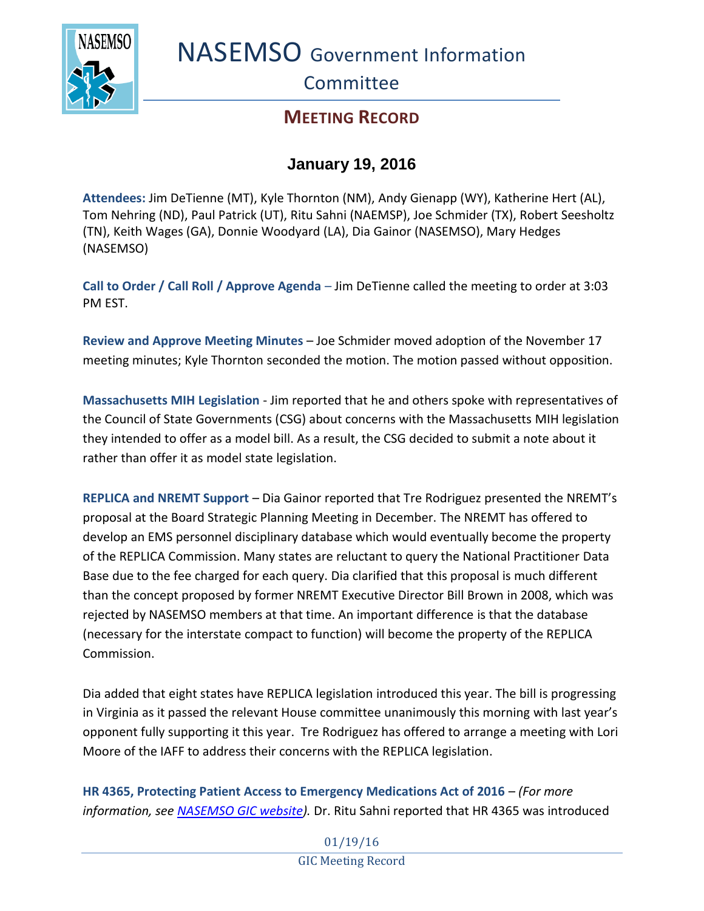# NASEMSO Government Information Committee

## MEETING RECORD

### January 19, 2016

**Attendees:** Jim DeTienne (MT), Kyle Thornton (NM), Andy Gienapp (WY), Katherine Hert (AL), Tom Nehring (ND), Paul Patrick (UT), Ritu Sahni (NAEMSP), Joe Schmider (TX), Robert Seesholtz (TN), Keith Wages (GA), Donnie Woodyard (LA), Dia Gainor (NASEMSO), Mary Hedges (NASEMSO)

**Call to Order / Call Roll / Approve Agenda** – Jim DeTienne called the meeting to order at 3:03 PM EST.

**Review and Approve Meeting Minutes** – Joe Schmider moved adoption of the November 17 meeting minutes; Kyle Thornton seconded the motion. The motion passed without opposition.

**Massachusetts MIH Legislation** - Jim reported that he and others spoke with representatives of the Council of State Governments (CSG) about concerns with the Massachusetts MIH legislation they intended to offer as a model bill. As a result, the CSG decided to submit a note about it rather than offer it as model state legislation.

**REPLICA and NREMT Support** – Dia Gainor reported that Tre Rodriguez presented the NREMT's proposal at the Board Strategic Planning Meeting in December. The NREMT has offered to develop an EMS personnel disciplinary database which would eventually become the property of the REPLICA Commission. Many states are reluctant to query the National Practitioner Data Base due to the fee charged for each query. Dia clarified that this proposal is much different than the concept proposed by former NREMT Executive Director Bill Brown in 2008, which was rejected by NASEMSO members at that time. An important difference is that the database (necessary for the interstate compact to function) will become the property of the REPLICA Commission.

Dia added that eight states have REPLICA legislation introduced this year. The bill is progressing in Virginia as it passed the relevant House committee unanimously this morning with last year's opponent fully supporting it this year. Tre Rodriguez has offered to arrange a meeting with Lori Moore of the IAFF to address their concerns with the REPLICA legislation.

**HR 4365, Protecting Patient Access to Emergency Medications Act of 2016** – *(For more information, see [NASEMSO GIC website]).* Dr. Ritu Sahni reported that HR 4365 was introduced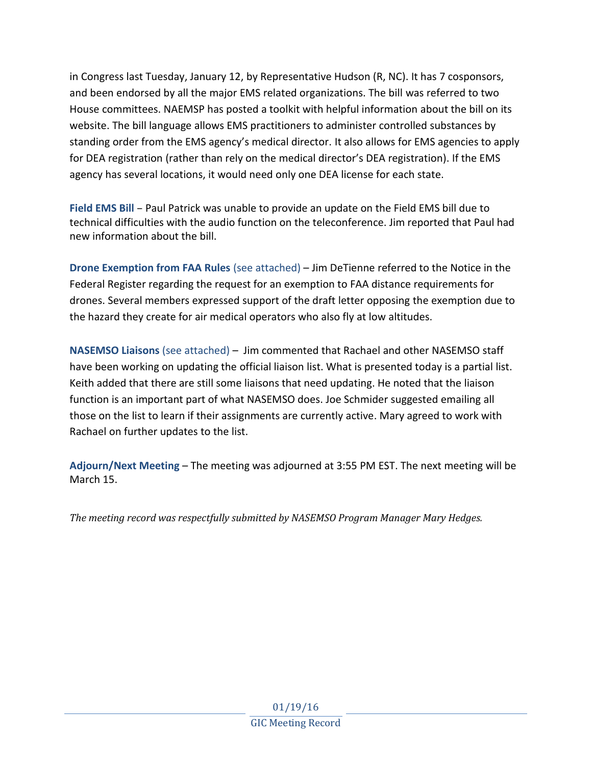in Congress last Tuesday, January 12, by Representative Hudson (R, NC). It has 7 cosponsors, and been endorsed by all the major EMS related organizations. The bill was referred to two House committees. NAEMSP has posted a toolkit with helpful information about the bill on its website. The bill language allows EMS practitioners to administer controlled substances by standing order from the EMS agency's medical director. It also allows for EMS agencies to apply for DEA registration (rather than rely on the medical director's DEA registration). If the EMS agency has several locations, it would need only one DEA license for each state.

**Field EMS Bill** – Paul Patrick was unable to provide an update on the Field EMS bill due to technical difficulties with the audio function on the teleconference. Jim reported that Paul had new information about the bill.

**Drone Exemption from FAA Rules** (see attached) – Jim DeTienne referred to the Notice in the Federal Register regarding the request for an exemption to FAA distance requirements for drones. Several members expressed support of the draft letter opposing the exemption due to the hazard they create for air medical operators who also fly at low altitudes.

**NASEMSO Liaisons** (see attached) – Jim commented that Rachael and other NASEMSO staff have been working on updating the official liaison list. What is presented today is a partial list. Keith added that there are still some liaisons that need updating. He noted that the liaison function is an important part of what NASEMSO does. Joe Schmider suggested emailing all those on the list to learn if their assignments are currently active. Mary agreed to work with Rachael on further updates to the list.

**Adjourn/Next Meeting** – The meeting was adjourned at 3:55 PM EST. The next meeting will be March 15.

*The meeting record was respectfully submitted by NASEMSO Program Manager Mary Hedges.*